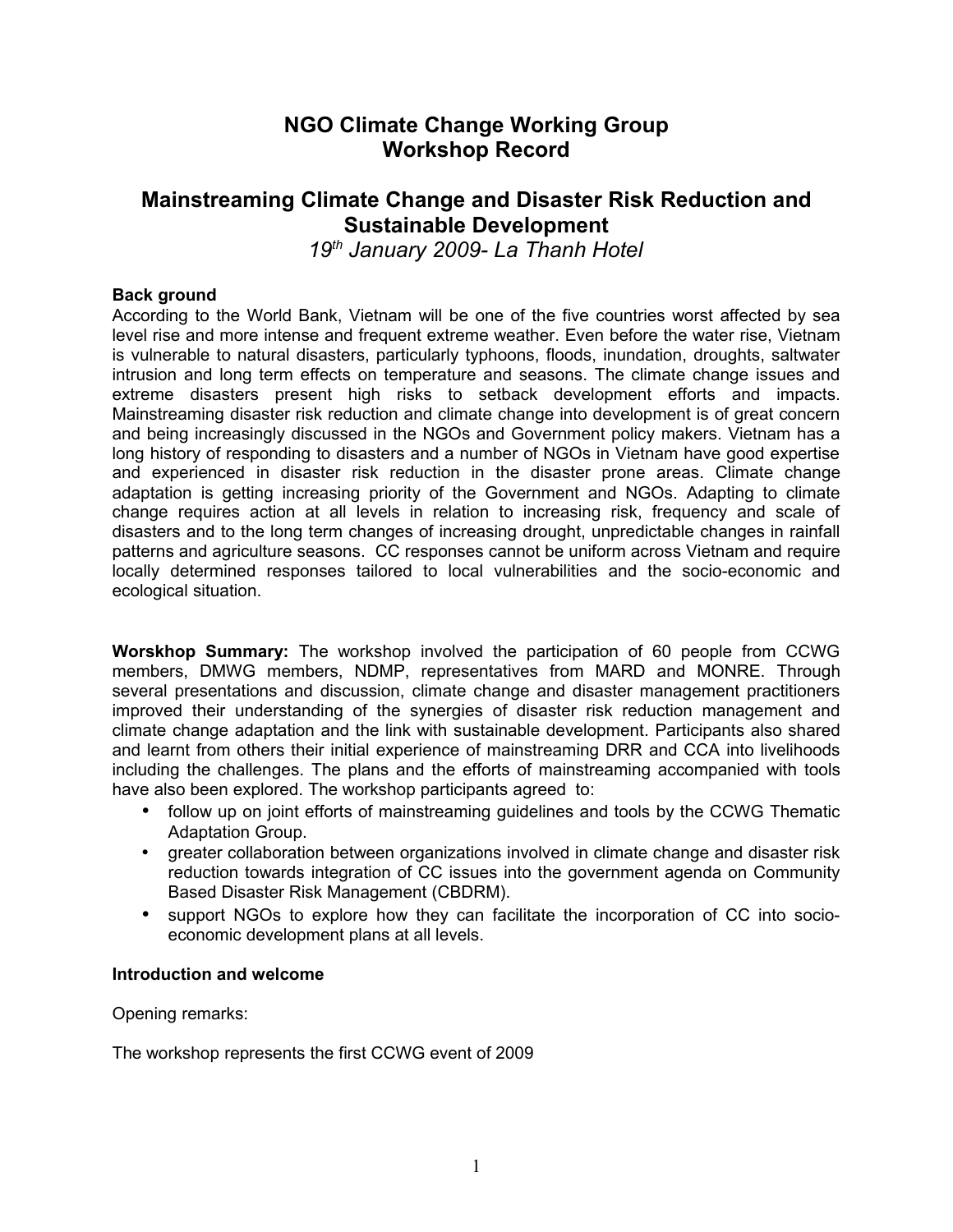# NGO Climate Change Working Group
# Workshop Record

## Mainstreaming Climate Change and Disaster Risk Reduction and Sustainable Development

*19th January 2009- La Thanh Hotel*

**Back ground**

According to the World Bank, Vietnam will be one of the five countries worst affected by sea level rise and more intense and frequent extreme weather. Even before the water rise, Vietnam is vulnerable to natural disasters, particularly typhoons, floods, inundation, droughts, saltwater intrusion and long term effects on temperature and seasons. The climate change issues and extreme disasters present high risks to setback development efforts and impacts. Mainstreaming disaster risk reduction and climate change into development is of great concern and being increasingly discussed in the NGOs and Government policy makers. Vietnam has a long history of responding to disasters and a number of NGOs in Vietnam have good expertise and experienced in disaster risk reduction in the disaster prone areas. Climate change adaptation is getting increasing priority of the Government and NGOs. Adapting to climate change requires action at all levels in relation to increasing risk, frequency and scale of disasters and to the long term changes of increasing drought, unpredictable changes in rainfall patterns and agriculture seasons. CC responses cannot be uniform across Vietnam and require locally determined responses tailored to local vulnerabilities and the socio-economic and ecological situation.

**Worskhop Summary:** The workshop involved the participation of 60 people from CCWG members, DMWG members, NDMP, representatives from MARD and MONRE. Through several presentations and discussion, climate change and disaster management practitioners improved their understanding of the synergies of disaster risk reduction management and climate change adaptation and the link with sustainable development. Participants also shared and learnt from others their initial experience of mainstreaming DRR and CCA into livelihoods including the challenges. The plans and the efforts of mainstreaming accompanied with tools have also been explored. The workshop participants agreed to:

- follow up on joint efforts of mainstreaming guidelines and tools by the CCWG Thematic Adaptation Group.
- greater collaboration between organizations involved in climate change and disaster risk reduction towards integration of CC issues into the government agenda on Community Based Disaster Risk Management (CBDRM).
- support NGOs to explore how they can facilitate the incorporation of CC into socio-economic development plans at all levels.

**Introduction and welcome**

Opening remarks:

The workshop represents the first CCWG event of 2009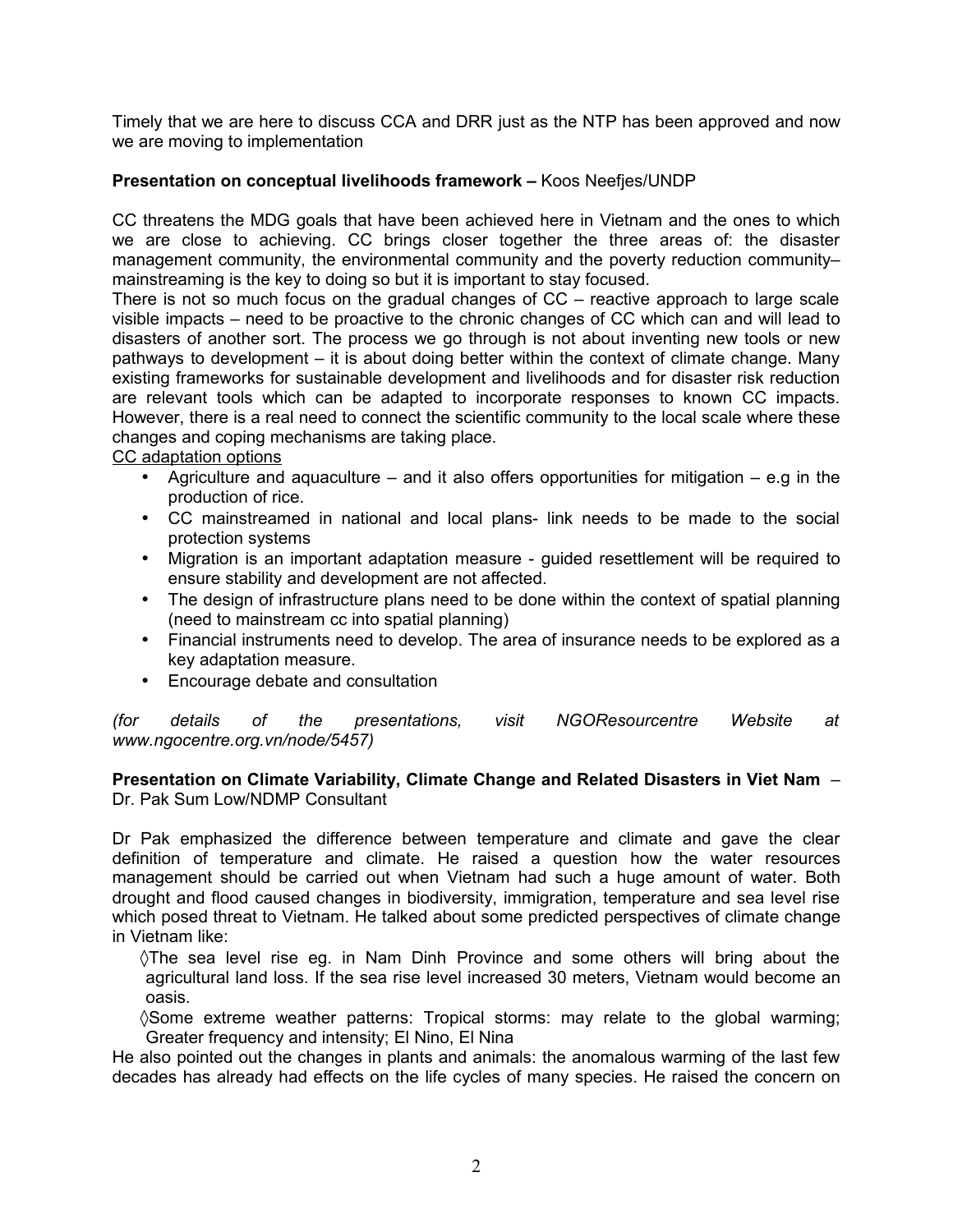Timely that we are here to discuss CCA and DRR just as the NTP has been approved and now we are moving to implementation

**Presentation on conceptual livelihoods framework –** Koos Neefjes/UNDP

CC threatens the MDG goals that have been achieved here in Vietnam and the ones to which we are close to achieving. CC brings closer together the three areas of: the disaster management community, the environmental community and the poverty reduction community– mainstreaming is the key to doing so but it is important to stay focused.

There is not so much focus on the gradual changes of CC – reactive approach to large scale visible impacts – need to be proactive to the chronic changes of CC which can and will lead to disasters of another sort. The process we go through is not about inventing new tools or new pathways to development – it is about doing better within the context of climate change. Many existing frameworks for sustainable development and livelihoods and for disaster risk reduction are relevant tools which can be adapted to incorporate responses to known CC impacts. However, there is a real need to connect the scientific community to the local scale where these changes and coping mechanisms are taking place.

<u>CC adaptation options</u>

- Agriculture and aquaculture – and it also offers opportunities for mitigation – e.g in the production of rice.
- CC mainstreamed in national and local plans- link needs to be made to the social protection systems
- Migration is an important adaptation measure - guided resettlement will be required to ensure stability and development are not affected.
- The design of infrastructure plans need to be done within the context of spatial planning (need to mainstream cc into spatial planning)
- Financial instruments need to develop. The area of insurance needs to be explored as a key adaptation measure.
- Encourage debate and consultation

*(for details of the presentations, visit NGOResourcentre Website at www.ngocentre.org.vn/node/5457)*

**Presentation on Climate Variability, Climate Change and Related Disasters in Viet Nam** – Dr. Pak Sum Low/NDMP Consultant

Dr Pak emphasized the difference between temperature and climate and gave the clear definition of temperature and climate. He raised a question how the water resources management should be carried out when Vietnam had such a huge amount of water. Both drought and flood caused changes in biodiversity, immigration, temperature and sea level rise which posed threat to Vietnam. He talked about some predicted perspectives of climate change in Vietnam like:

◊The sea level rise eg. in Nam Dinh Province and some others will bring about the agricultural land loss. If the sea rise level increased 30 meters, Vietnam would become an oasis.

◊Some extreme weather patterns: Tropical storms: may relate to the global warming; Greater frequency and intensity; El Nino, El Nina

He also pointed out the changes in plants and animals: the anomalous warming of the last few decades has already had effects on the life cycles of many species. He raised the concern on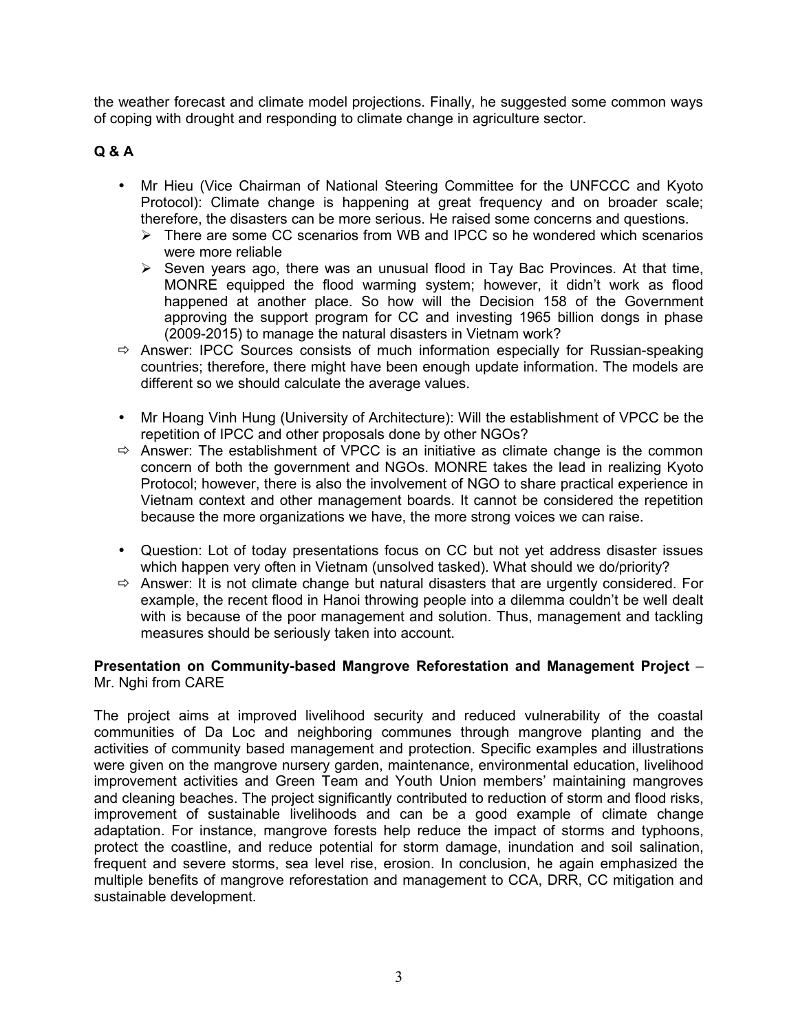the weather forecast and climate model projections. Finally, he suggested some common ways of coping with drought and responding to climate change in agriculture sector.

**Q & A**

- Mr Hieu (Vice Chairman of National Steering Committee for the UNFCCC and Kyoto Protocol): Climate change is happening at great frequency and on broader scale; therefore, the disasters can be more serious. He raised some concerns and questions.
  - There are some CC scenarios from WB and IPCC so he wondered which scenarios were more reliable
  - Seven years ago, there was an unusual flood in Tay Bac Provinces. At that time, MONRE equipped the flood warming system; however, it didn't work as flood happened at another place. So how will the Decision 158 of the Government approving the support program for CC and investing 1965 billion dongs in phase (2009-2015) to manage the natural disasters in Vietnam work?
- ⇨ Answer: IPCC Sources consists of much information especially for Russian-speaking countries; therefore, there might have been enough update information. The models are different so we should calculate the average values.

- Mr Hoang Vinh Hung (University of Architecture): Will the establishment of VPCC be the repetition of IPCC and other proposals done by other NGOs?
- ⇨ Answer: The establishment of VPCC is an initiative as climate change is the common concern of both the government and NGOs. MONRE takes the lead in realizing Kyoto Protocol; however, there is also the involvement of NGO to share practical experience in Vietnam context and other management boards. It cannot be considered the repetition because the more organizations we have, the more strong voices we can raise.

- Question: Lot of today presentations focus on CC but not yet address disaster issues which happen very often in Vietnam (unsolved tasked). What should we do/priority?
- ⇨ Answer: It is not climate change but natural disasters that are urgently considered. For example, the recent flood in Hanoi throwing people into a dilemma couldn't be well dealt with is because of the poor management and solution. Thus, management and tackling measures should be seriously taken into account.

**Presentation on Community-based Mangrove Reforestation and Management Project** – Mr. Nghi from CARE

The project aims at improved livelihood security and reduced vulnerability of the coastal communities of Da Loc and neighboring communes through mangrove planting and the activities of community based management and protection. Specific examples and illustrations were given on the mangrove nursery garden, maintenance, environmental education, livelihood improvement activities and Green Team and Youth Union members' maintaining mangroves and cleaning beaches. The project significantly contributed to reduction of storm and flood risks, improvement of sustainable livelihoods and can be a good example of climate change adaptation. For instance, mangrove forests help reduce the impact of storms and typhoons, protect the coastline, and reduce potential for storm damage, inundation and soil salination, frequent and severe storms, sea level rise, erosion. In conclusion, he again emphasized the multiple benefits of mangrove reforestation and management to CCA, DRR, CC mitigation and sustainable development.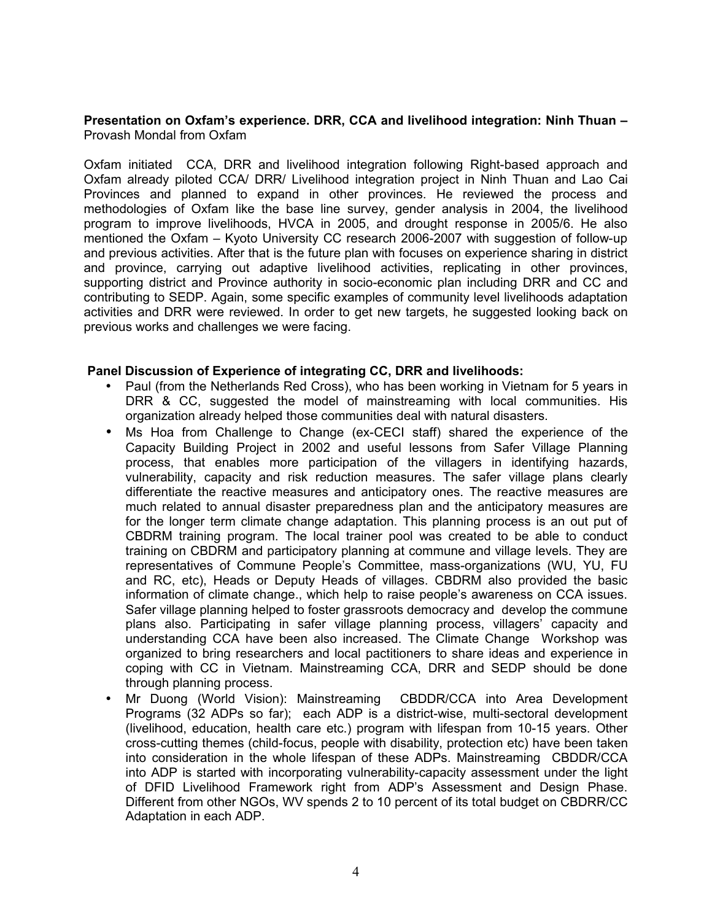**Presentation on Oxfam's experience. DRR, CCA and livelihood integration: Ninh Thuan –** Provash Mondal from Oxfam

Oxfam initiated CCA, DRR and livelihood integration following Right-based approach and Oxfam already piloted CCA/ DRR/ Livelihood integration project in Ninh Thuan and Lao Cai Provinces and planned to expand in other provinces. He reviewed the process and methodologies of Oxfam like the base line survey, gender analysis in 2004, the livelihood program to improve livelihoods, HVCA in 2005, and drought response in 2005/6. He also mentioned the Oxfam – Kyoto University CC research 2006-2007 with suggestion of follow-up and previous activities. After that is the future plan with focuses on experience sharing in district and province, carrying out adaptive livelihood activities, replicating in other provinces, supporting district and Province authority in socio-economic plan including DRR and CC and contributing to SEDP. Again, some specific examples of community level livelihoods adaptation activities and DRR were reviewed. In order to get new targets, he suggested looking back on previous works and challenges we were facing.

**Panel Discussion of Experience of integrating CC, DRR and livelihoods:**

- Paul (from the Netherlands Red Cross), who has been working in Vietnam for 5 years in DRR & CC, suggested the model of mainstreaming with local communities. His organization already helped those communities deal with natural disasters.
- Ms Hoa from Challenge to Change (ex-CECI staff) shared the experience of the Capacity Building Project in 2002 and useful lessons from Safer Village Planning process, that enables more participation of the villagers in identifying hazards, vulnerability, capacity and risk reduction measures. The safer village plans clearly differentiate the reactive measures and anticipatory ones. The reactive measures are much related to annual disaster preparedness plan and the anticipatory measures are for the longer term climate change adaptation. This planning process is an out put of CBDRM training program. The local trainer pool was created to be able to conduct training on CBDRM and participatory planning at commune and village levels. They are representatives of Commune People's Committee, mass-organizations (WU, YU, FU and RC, etc), Heads or Deputy Heads of villages. CBDRM also provided the basic information of climate change., which help to raise people's awareness on CCA issues. Safer village planning helped to foster grassroots democracy and develop the commune plans also. Participating in safer village planning process, villagers' capacity and understanding CCA have been also increased. The Climate Change Workshop was organized to bring researchers and local pactitioners to share ideas and experience in coping with CC in Vietnam. Mainstreaming CCA, DRR and SEDP should be done through planning process.
- Mr Duong (World Vision): Mainstreaming CBDDR/CCA into Area Development Programs (32 ADPs so far); each ADP is a district-wise, multi-sectoral development (livelihood, education, health care etc.) program with lifespan from 10-15 years. Other cross-cutting themes (child-focus, people with disability, protection etc) have been taken into consideration in the whole lifespan of these ADPs. Mainstreaming CBDDR/CCA into ADP is started with incorporating vulnerability-capacity assessment under the light of DFID Livelihood Framework right from ADP's Assessment and Design Phase. Different from other NGOs, WV spends 2 to 10 percent of its total budget on CBDRR/CC Adaptation in each ADP.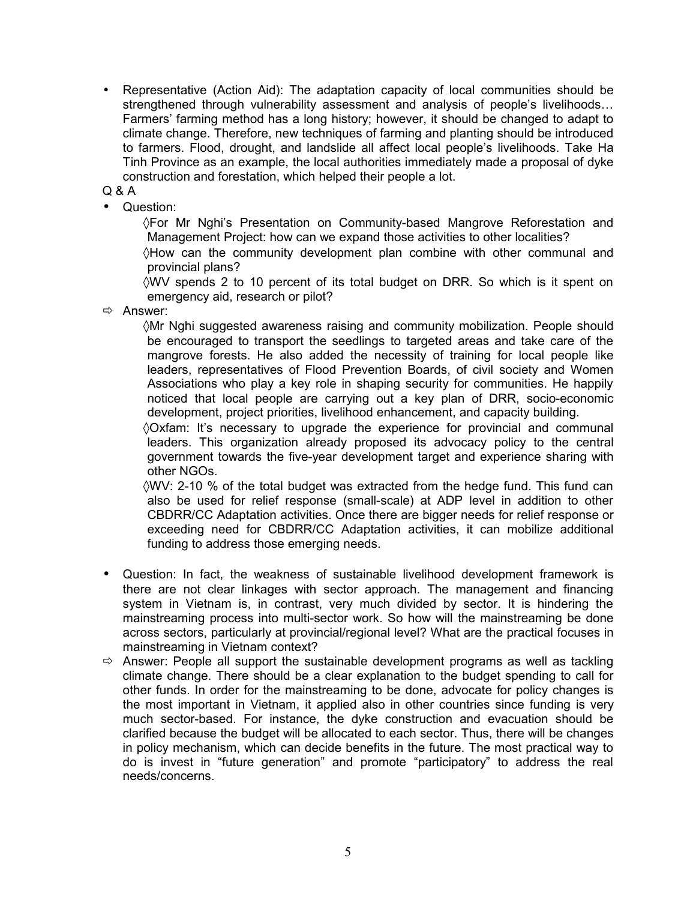- Representative (Action Aid): The adaptation capacity of local communities should be strengthened through vulnerability assessment and analysis of people's livelihoods… Farmers' farming method has a long history; however, it should be changed to adapt to climate change. Therefore, new techniques of farming and planting should be introduced to farmers. Flood, drought, and landslide all affect local people's livelihoods. Take Ha Tinh Province as an example, the local authorities immediately made a proposal of dyke construction and forestation, which helped their people a lot.

Q & A

- Question:
  - ◊For Mr Nghi's Presentation on Community-based Mangrove Reforestation and Management Project: how can we expand those activities to other localities?
  - ◊How can the community development plan combine with other communal and provincial plans?
  - ◊WV spends 2 to 10 percent of its total budget on DRR. So which is it spent on emergency aid, research or pilot?

⇨ Answer:

  - ◊Mr Nghi suggested awareness raising and community mobilization. People should be encouraged to transport the seedlings to targeted areas and take care of the mangrove forests. He also added the necessity of training for local people like leaders, representatives of Flood Prevention Boards, of civil society and Women Associations who play a key role in shaping security for communities. He happily noticed that local people are carrying out a key plan of DRR, socio-economic development, project priorities, livelihood enhancement, and capacity building.
  - ◊Oxfam: It's necessary to upgrade the experience for provincial and communal leaders. This organization already proposed its advocacy policy to the central government towards the five-year development target and experience sharing with other NGOs.
  - ◊WV: 2-10 % of the total budget was extracted from the hedge fund. This fund can also be used for relief response (small-scale) at ADP level in addition to other CBDRR/CC Adaptation activities. Once there are bigger needs for relief response or exceeding need for CBDRR/CC Adaptation activities, it can mobilize additional funding to address those emerging needs.

- Question: In fact, the weakness of sustainable livelihood development framework is there are not clear linkages with sector approach. The management and financing system in Vietnam is, in contrast, very much divided by sector. It is hindering the mainstreaming process into multi-sector work. So how will the mainstreaming be done across sectors, particularly at provincial/regional level? What are the practical focuses in mainstreaming in Vietnam context?

⇨ Answer: People all support the sustainable development programs as well as tackling climate change. There should be a clear explanation to the budget spending to call for other funds. In order for the mainstreaming to be done, advocate for policy changes is the most important in Vietnam, it applied also in other countries since funding is very much sector-based. For instance, the dyke construction and evacuation should be clarified because the budget will be allocated to each sector. Thus, there will be changes in policy mechanism, which can decide benefits in the future. The most practical way to do is invest in "future generation" and promote "participatory" to address the real needs/concerns.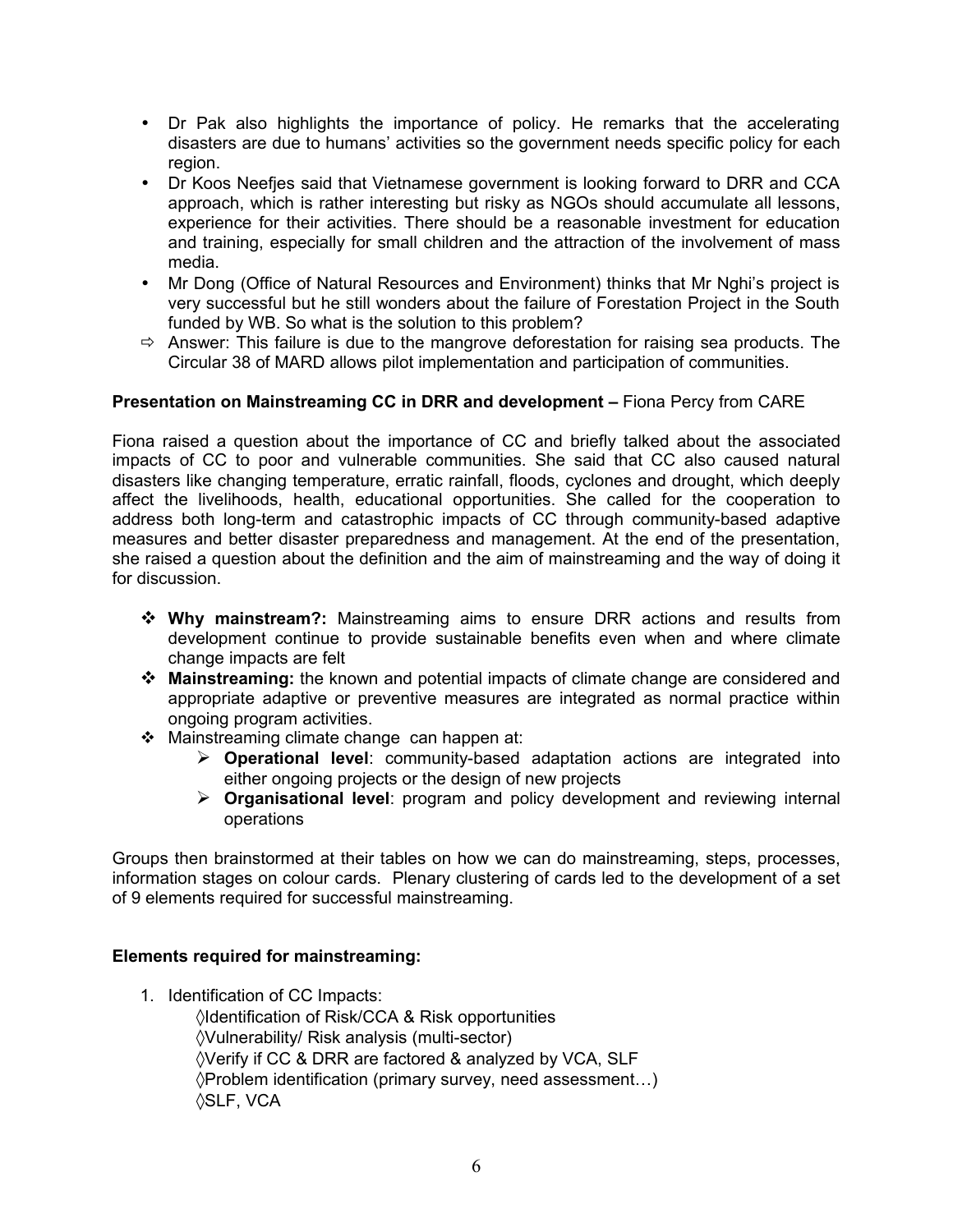- Dr Pak also highlights the importance of policy. He remarks that the accelerating disasters are due to humans' activities so the government needs specific policy for each region.
- Dr Koos Neefjes said that Vietnamese government is looking forward to DRR and CCA approach, which is rather interesting but risky as NGOs should accumulate all lessons, experience for their activities. There should be a reasonable investment for education and training, especially for small children and the attraction of the involvement of mass media.
- Mr Dong (Office of Natural Resources and Environment) thinks that Mr Nghi's project is very successful but he still wonders about the failure of Forestation Project in the South funded by WB. So what is the solution to this problem?
- ⇨ Answer: This failure is due to the mangrove deforestation for raising sea products. The Circular 38 of MARD allows pilot implementation and participation of communities.

**Presentation on Mainstreaming CC in DRR and development –** Fiona Percy from CARE

Fiona raised a question about the importance of CC and briefly talked about the associated impacts of CC to poor and vulnerable communities. She said that CC also caused natural disasters like changing temperature, erratic rainfall, floods, cyclones and drought, which deeply affect the livelihoods, health, educational opportunities. She called for the cooperation to address both long-term and catastrophic impacts of CC through community-based adaptive measures and better disaster preparedness and management. At the end of the presentation, she raised a question about the definition and the aim of mainstreaming and the way of doing it for discussion.

- **Why mainstream?:** Mainstreaming aims to ensure DRR actions and results from development continue to provide sustainable benefits even when and where climate change impacts are felt
- **Mainstreaming:** the known and potential impacts of climate change are considered and appropriate adaptive or preventive measures are integrated as normal practice within ongoing program activities.
- Mainstreaming climate change can happen at:
    - **Operational level**: community-based adaptation actions are integrated into either ongoing projects or the design of new projects
    - **Organisational level**: program and policy development and reviewing internal operations

Groups then brainstormed at their tables on how we can do mainstreaming, steps, processes, information stages on colour cards. Plenary clustering of cards led to the development of a set of 9 elements required for successful mainstreaming.

**Elements required for mainstreaming:**

1. Identification of CC Impacts:
    ◊Identification of Risk/CCA & Risk opportunities
    ◊Vulnerability/ Risk analysis (multi-sector)
    ◊Verify if CC & DRR are factored & analyzed by VCA, SLF
    ◊Problem identification (primary survey, need assessment…)
    ◊SLF, VCA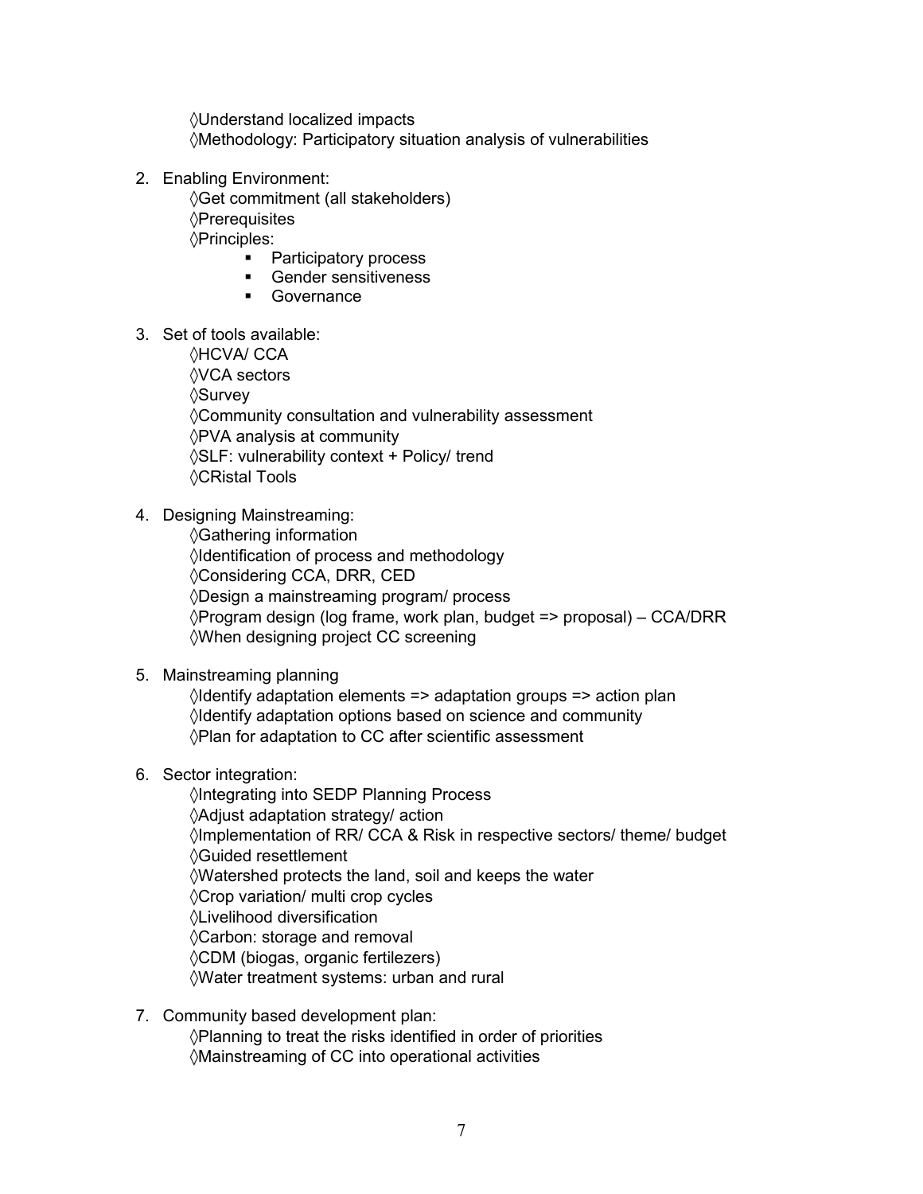◊Understand localized impacts
◊Methodology: Participatory situation analysis of vulnerabilities

2. Enabling Environment:
    ◊Get commitment (all stakeholders)
    ◊Prerequisites
    ◊Principles:
    - Participatory process
    - Gender sensitiveness
    - Governance

3. Set of tools available:
    ◊HCVA/ CCA
    ◊VCA sectors
    ◊Survey
    ◊Community consultation and vulnerability assessment
    ◊PVA analysis at community
    ◊SLF: vulnerability context + Policy/ trend
    ◊CRistal Tools

4. Designing Mainstreaming:
    ◊Gathering information
    ◊Identification of process and methodology
    ◊Considering CCA, DRR, CED
    ◊Design a mainstreaming program/ process
    ◊Program design (log frame, work plan, budget => proposal) – CCA/DRR
    ◊When designing project CC screening

5. Mainstreaming planning
    ◊Identify adaptation elements => adaptation groups => action plan
    ◊Identify adaptation options based on science and community
    ◊Plan for adaptation to CC after scientific assessment

6. Sector integration:
    ◊Integrating into SEDP Planning Process
    ◊Adjust adaptation strategy/ action
    ◊Implementation of RR/ CCA & Risk in respective sectors/ theme/ budget
    ◊Guided resettlement
    ◊Watershed protects the land, soil and keeps the water
    ◊Crop variation/ multi crop cycles
    ◊Livelihood diversification
    ◊Carbon: storage and removal
    ◊CDM (biogas, organic fertilezers)
    ◊Water treatment systems: urban and rural

7. Community based development plan:
    ◊Planning to treat the risks identified in order of priorities
    ◊Mainstreaming of CC into operational activities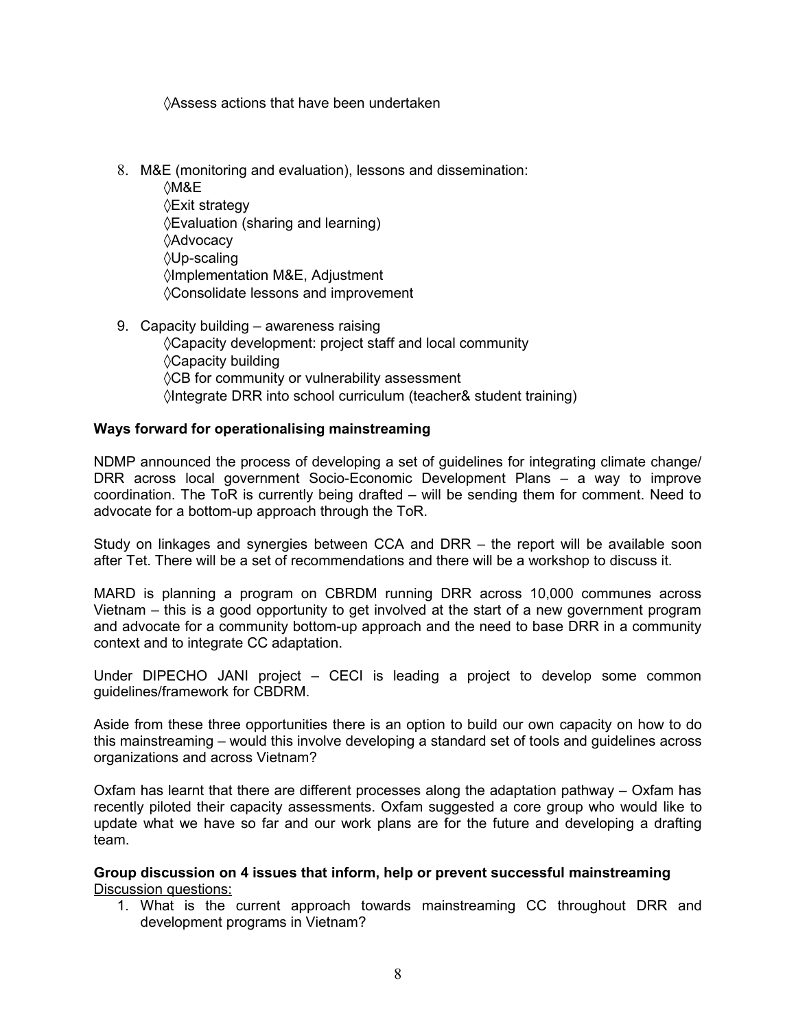◊Assess actions that have been undertaken

8. M&E (monitoring and evaluation), lessons and dissemination:
   ◊M&E
   ◊Exit strategy
   ◊Evaluation (sharing and learning)
   ◊Advocacy
   ◊Up-scaling
   ◊Implementation M&E, Adjustment
   ◊Consolidate lessons and improvement

9. Capacity building – awareness raising
   ◊Capacity development: project staff and local community
   ◊Capacity building
   ◊CB for community or vulnerability assessment
   ◊Integrate DRR into school curriculum (teacher& student training)

**Ways forward for operationalising mainstreaming**

NDMP announced the process of developing a set of guidelines for integrating climate change/ DRR across local government Socio-Economic Development Plans – a way to improve coordination. The ToR is currently being drafted – will be sending them for comment. Need to advocate for a bottom-up approach through the ToR.

Study on linkages and synergies between CCA and DRR – the report will be available soon after Tet. There will be a set of recommendations and there will be a workshop to discuss it.

MARD is planning a program on CBRDM running DRR across 10,000 communes across Vietnam – this is a good opportunity to get involved at the start of a new government program and advocate for a community bottom-up approach and the need to base DRR in a community context and to integrate CC adaptation.

Under DIPECHO JANI project – CECI is leading a project to develop some common guidelines/framework for CBDRM.

Aside from these three opportunities there is an option to build our own capacity on how to do this mainstreaming – would this involve developing a standard set of tools and guidelines across organizations and across Vietnam?

Oxfam has learnt that there are different processes along the adaptation pathway – Oxfam has recently piloted their capacity assessments. Oxfam suggested a core group who would like to update what we have so far and our work plans are for the future and developing a drafting team.

**Group discussion on 4 issues that inform, help or prevent successful mainstreaming**

Discussion questions:

1. What is the current approach towards mainstreaming CC throughout DRR and development programs in Vietnam?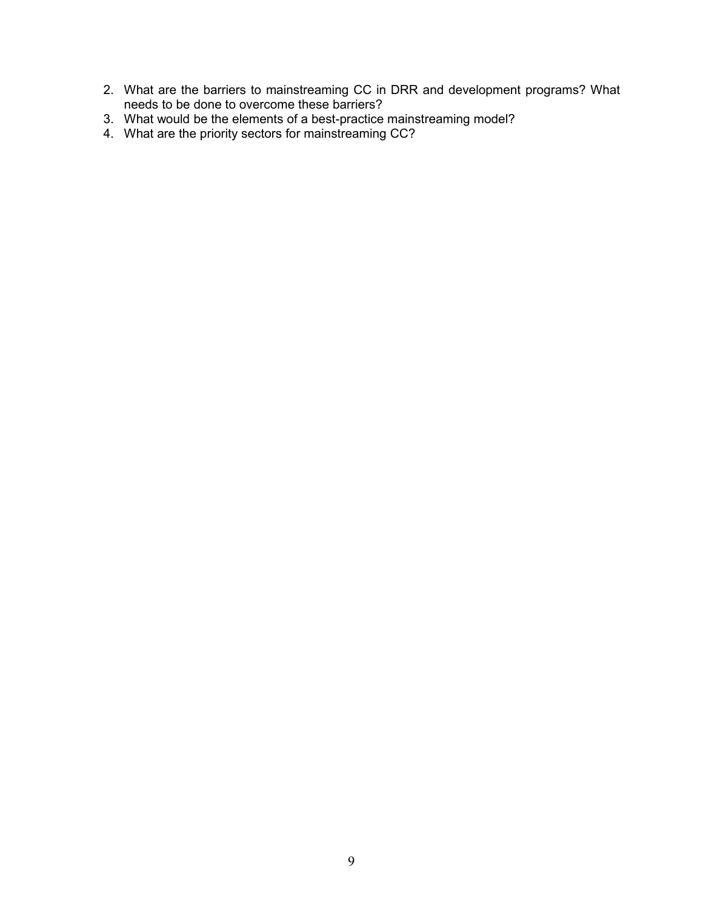2. What are the barriers to mainstreaming CC in DRR and development programs? What needs to be done to overcome these barriers?
3. What would be the elements of a best-practice mainstreaming model?
4. What are the priority sectors for mainstreaming CC?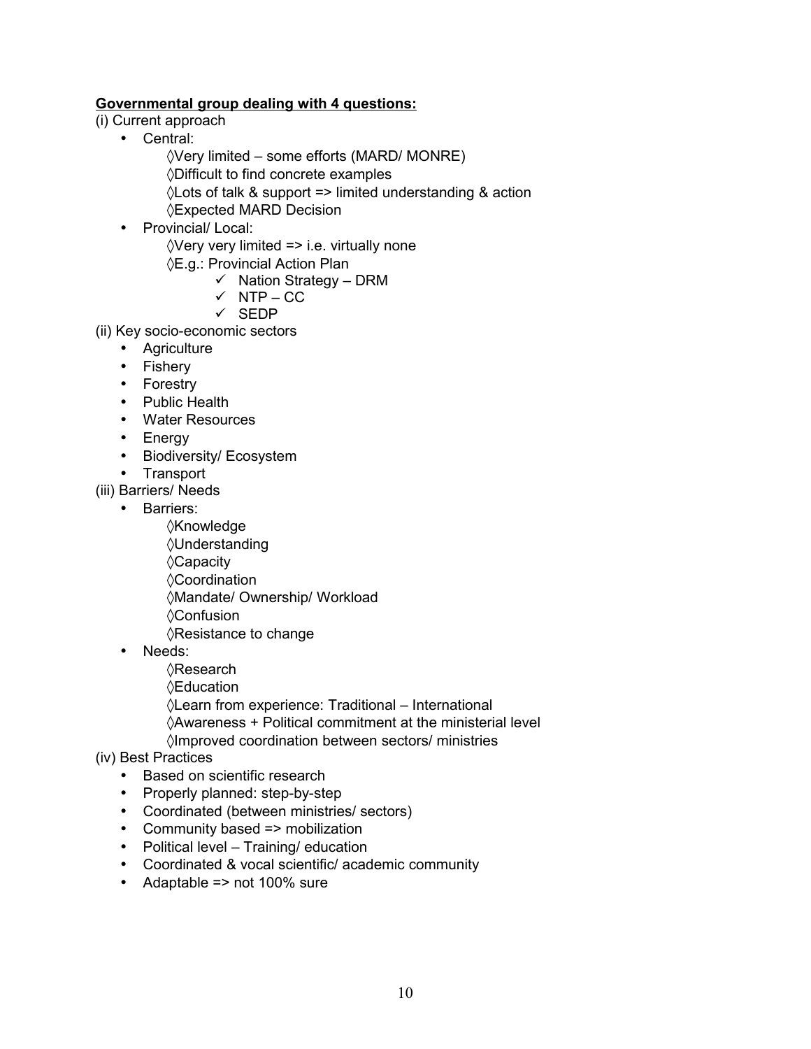**<u>Governmental group dealing with 4 questions:</u>**

(i) Current approach

- Central:
  - ◊Very limited – some efforts (MARD/ MONRE)
  - ◊Difficult to find concrete examples
  - ◊Lots of talk & support => limited understanding & action
  - ◊Expected MARD Decision
- Provincial/ Local:
  - ◊Very very limited => i.e. virtually none
  - ◊E.g.: Provincial Action Plan
    - ✓ Nation Strategy – DRM
    - ✓ NTP – CC
    - ✓ SEDP

(ii) Key socio-economic sectors

- Agriculture
- Fishery
- Forestry
- Public Health
- Water Resources
- Energy
- Biodiversity/ Ecosystem
- Transport

(iii) Barriers/ Needs

- Barriers:
  - ◊Knowledge
  - ◊Understanding
  - ◊Capacity
  - ◊Coordination
  - ◊Mandate/ Ownership/ Workload
  - ◊Confusion
  - ◊Resistance to change
- Needs:
  - ◊Research
  - ◊Education
  - ◊Learn from experience: Traditional – International
  - ◊Awareness + Political commitment at the ministerial level
  - ◊Improved coordination between sectors/ ministries

(iv) Best Practices

- Based on scientific research
- Properly planned: step-by-step
- Coordinated (between ministries/ sectors)
- Community based => mobilization
- Political level – Training/ education
- Coordinated & vocal scientific/ academic community
- Adaptable => not 100% sure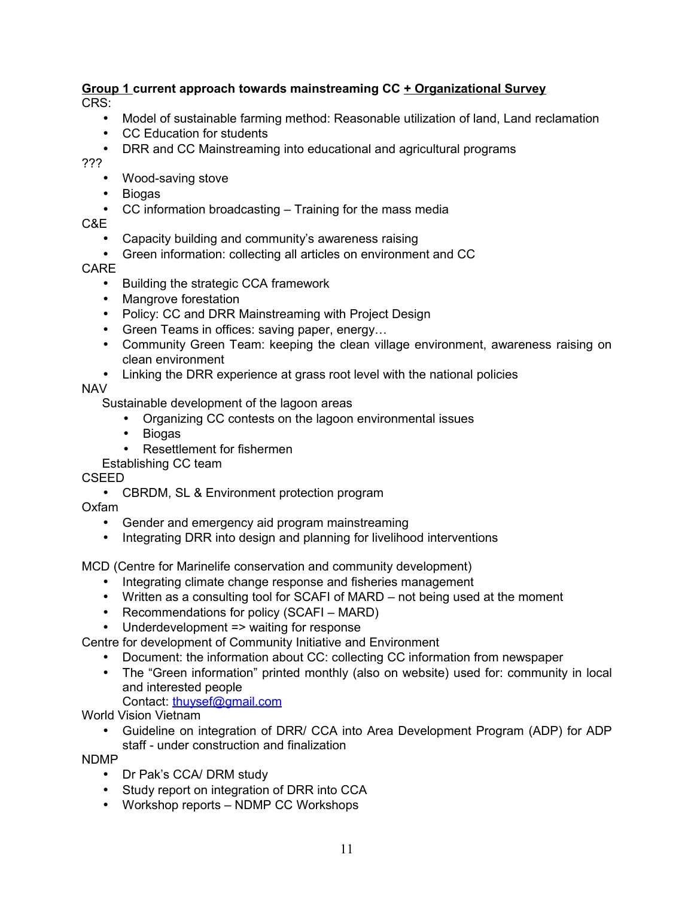**<u>Group 1</u> current approach towards mainstreaming CC <u>+ Organizational Survey</u>**

CRS:

- Model of sustainable farming method: Reasonable utilization of land, Land reclamation
- CC Education for students
- DRR and CC Mainstreaming into educational and agricultural programs

???

- Wood-saving stove
- Biogas
- CC information broadcasting – Training for the mass media

C&E

- Capacity building and community's awareness raising
- Green information: collecting all articles on environment and CC

CARE

- Building the strategic CCA framework
- Mangrove forestation
- Policy: CC and DRR Mainstreaming with Project Design
- Green Teams in offices: saving paper, energy…
- Community Green Team: keeping the clean village environment, awareness raising on clean environment
- Linking the DRR experience at grass root level with the national policies

NAV

Sustainable development of the lagoon areas

- Organizing CC contests on the lagoon environmental issues
- Biogas
- Resettlement for fishermen

Establishing CC team

CSEED

- CBRDM, SL & Environment protection program

Oxfam

- Gender and emergency aid program mainstreaming
- Integrating DRR into design and planning for livelihood interventions

MCD (Centre for Marinelife conservation and community development)

- Integrating climate change response and fisheries management
- Written as a consulting tool for SCAFI of MARD – not being used at the moment
- Recommendations for policy (SCAFI – MARD)
- Underdevelopment => waiting for response

Centre for development of Community Initiative and Environment

- Document: the information about CC: collecting CC information from newspaper
- The "Green information" printed monthly (also on website) used for: community in local and interested people
  Contact: thuysef@gmail.com

World Vision Vietnam

- Guideline on integration of DRR/ CCA into Area Development Program (ADP) for ADP staff - under construction and finalization

NDMP

- Dr Pak's CCA/ DRM study
- Study report on integration of DRR into CCA
- Workshop reports – NDMP CC Workshops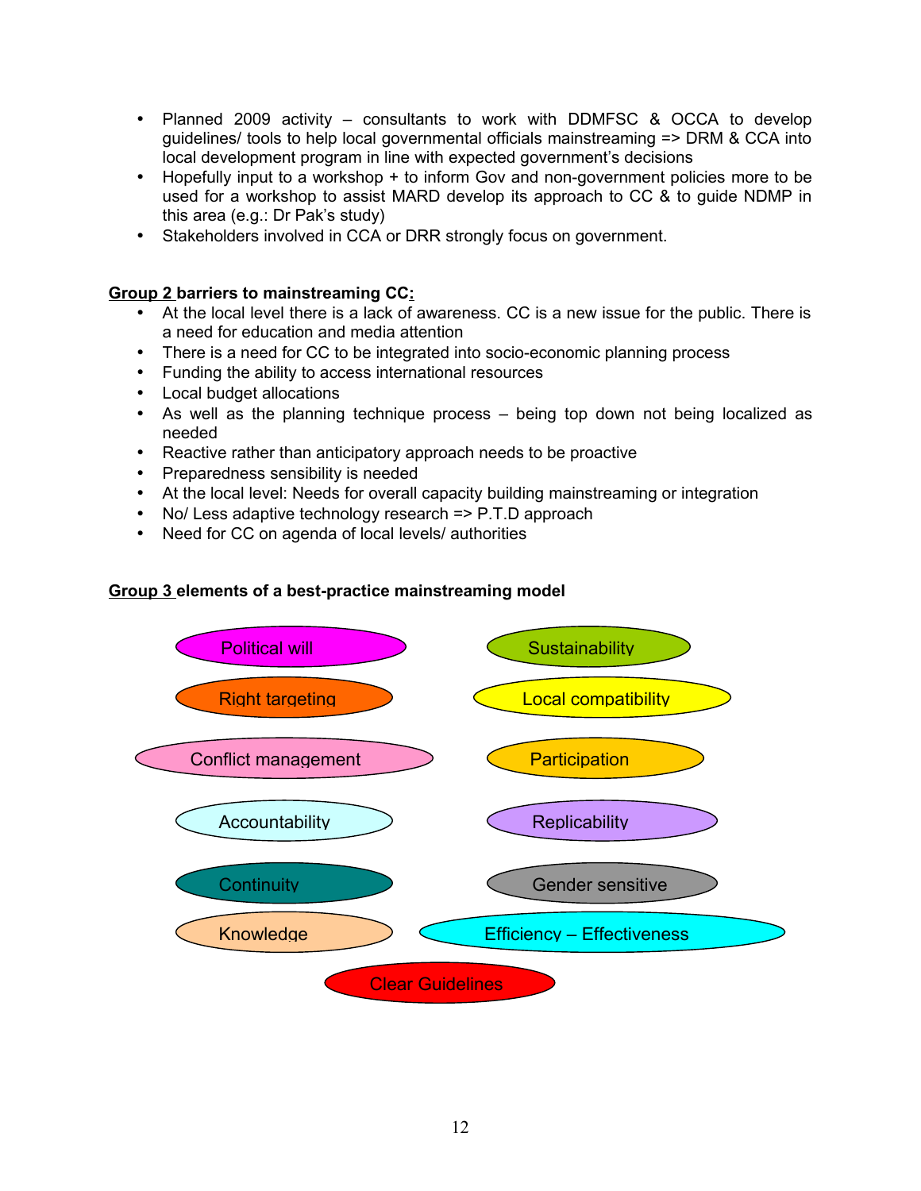- Planned 2009 activity – consultants to work with DDMFSC & OCCA to develop guidelines/ tools to help local governmental officials mainstreaming => DRM & CCA into local development program in line with expected government's decisions
- Hopefully input to a workshop + to inform Gov and non-government policies more to be used for a workshop to assist MARD develop its approach to CC & to guide NDMP in this area (e.g.: Dr Pak's study)
- Stakeholders involved in CCA or DRR strongly focus on government.

**Group 2 barriers to mainstreaming CC:**

- At the local level there is a lack of awareness. CC is a new issue for the public. There is a need for education and media attention
- There is a need for CC to be integrated into socio-economic planning process
- Funding the ability to access international resources
- Local budget allocations
- As well as the planning technique process – being top down not being localized as needed
- Reactive rather than anticipatory approach needs to be proactive
- Preparedness sensibility is needed
- At the local level: Needs for overall capacity building mainstreaming or integration
- No/ Less adaptive technology research => P.T.D approach
- Need for CC on agenda of local levels/ authorities

**Group 3 elements of a best-practice mainstreaming model**

- Political will
- Sustainability
- Right targeting
- Local compatibility
- Conflict management
- Participation
- Accountability
- Replicability
- Continuity
- Gender sensitive
- Knowledge
- Efficiency – Effectiveness
- Clear Guidelines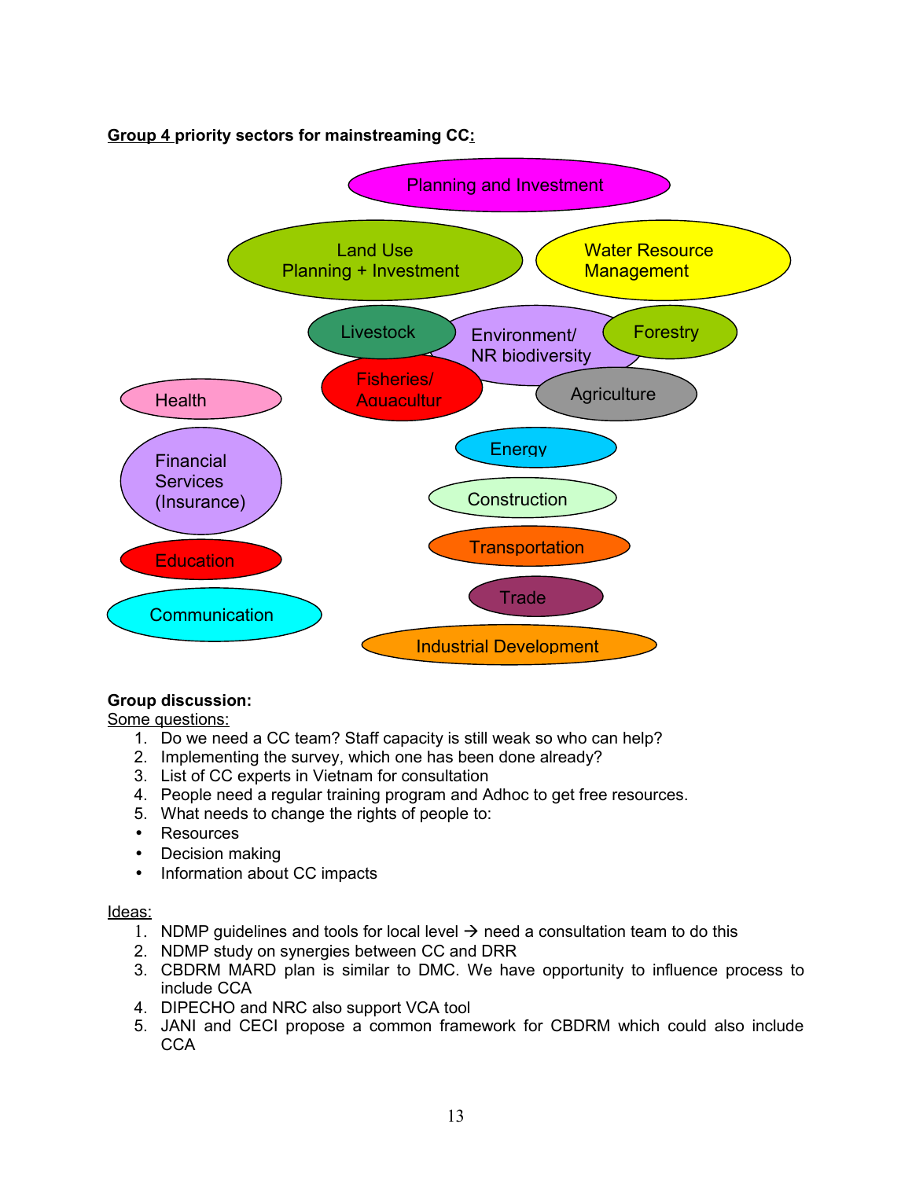**Group 4 priority sectors for mainstreaming CC:**

Planning and Investment

Land Use Planning + Investment

Water Resource Management

Livestock

Environment/ NR biodiversity

Forestry

Fisheries/ Aquacultur

Agriculture

Health

Financial Services (Insurance)

Education

Communication

Energy

Construction

Transportation

Trade

Industrial Development

**Group discussion:**

Some questions:

1. Do we need a CC team? Staff capacity is still weak so who can help?
2. Implementing the survey, which one has been done already?
3. List of CC experts in Vietnam for consultation
4. People need a regular training program and Adhoc to get free resources.
5. What needs to change the rights of people to:

- Resources
- Decision making
- Information about CC impacts

Ideas:

1. NDMP guidelines and tools for local level → need a consultation team to do this
2. NDMP study on synergies between CC and DRR
3. CBDRM MARD plan is similar to DMC. We have opportunity to influence process to include CCA
4. DIPECHO and NRC also support VCA tool
5. JANI and CECI propose a common framework for CBDRM which could also include CCA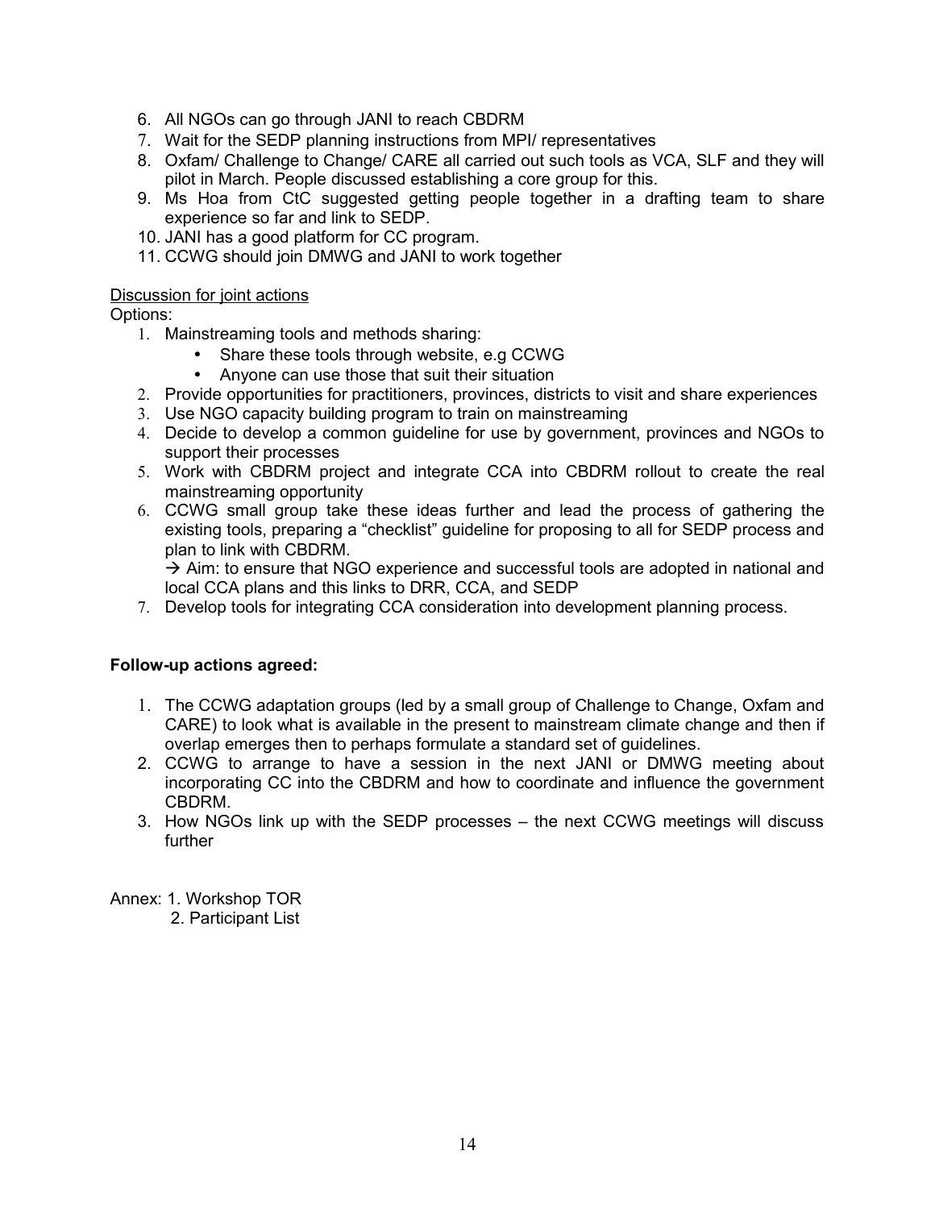6. All NGOs can go through JANI to reach CBDRM
7. Wait for the SEDP planning instructions from MPI/ representatives
8. Oxfam/ Challenge to Change/ CARE all carried out such tools as VCA, SLF and they will pilot in March. People discussed establishing a core group for this.
9. Ms Hoa from CtC suggested getting people together in a drafting team to share experience so far and link to SEDP.
10. JANI has a good platform for CC program.
11. CCWG should join DMWG and JANI to work together

<u>Discussion for joint actions</u>

Options:

1. Mainstreaming tools and methods sharing:
   - Share these tools through website, e.g CCWG
   - Anyone can use those that suit their situation
2. Provide opportunities for practitioners, provinces, districts to visit and share experiences
3. Use NGO capacity building program to train on mainstreaming
4. Decide to develop a common guideline for use by government, provinces and NGOs to support their processes
5. Work with CBDRM project and integrate CCA into CBDRM rollout to create the real mainstreaming opportunity
6. CCWG small group take these ideas further and lead the process of gathering the existing tools, preparing a "checklist" guideline for proposing to all for SEDP process and plan to link with CBDRM.

   → Aim: to ensure that NGO experience and successful tools are adopted in national and local CCA plans and this links to DRR, CCA, and SEDP
7. Develop tools for integrating CCA consideration into development planning process.

**Follow-up actions agreed:**

1. The CCWG adaptation groups (led by a small group of Challenge to Change, Oxfam and CARE) to look what is available in the present to mainstream climate change and then if overlap emerges then to perhaps formulate a standard set of guidelines.
2. CCWG to arrange to have a session in the next JANI or DMWG meeting about incorporating CC into the CBDRM and how to coordinate and influence the government CBDRM.
3. How NGOs link up with the SEDP processes – the next CCWG meetings will discuss further

Annex: 1. Workshop TOR
2. Participant List